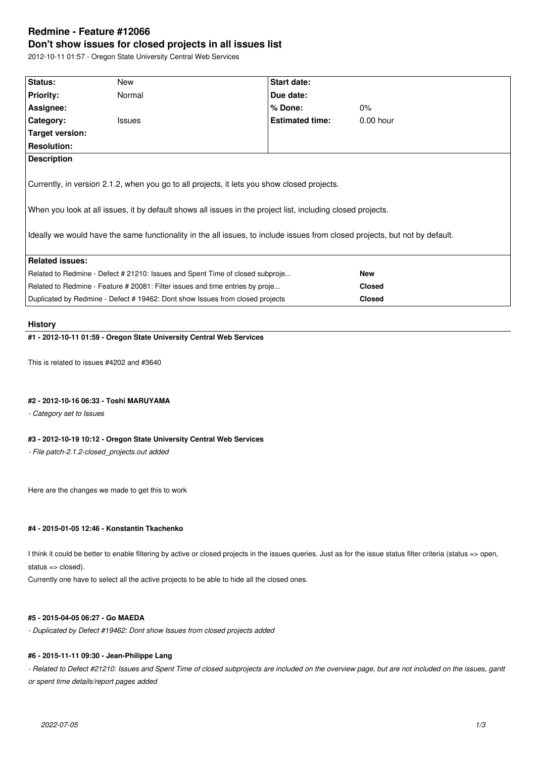# Redmine - Feature #12066

## Don't show issues for closed projects in all issues list

2012-10-11 01:57 - Oregon State University Central Web Services

| Status: | New | Start date: | |
|---|---|---|---|
| Priority: | Normal | Due date: | |
| Assignee: | | % Done: | 0% |
| Category: | Issues | Estimated time: | 0.00 hour |
| Target version: | | | |
| Resolution: | | | |

**Description**

Currently, in version 2.1.2, when you go to all projects, it lets you show closed projects.

When you look at all issues, it by default shows all issues in the project list, including closed projects.

Ideally we would have the same functionality in the all issues, to include issues from closed projects, but not by default.

**Related issues:**

| | |
|---|---|
| Related to Redmine - Defect # 21210: Issues and Spent Time of closed subproje... | **New** |
| Related to Redmine - Feature # 20081: Filter issues and time entries by proje... | **Closed** |
| Duplicated by Redmine - Defect # 19462: Dont show Issues from closed projects | **Closed** |

### History

#### #1 - 2012-10-11 01:59 - Oregon State University Central Web Services

This is related to issues #4202 and #3640

#### #2 - 2012-10-16 06:33 - Toshi MARUYAMA

*- Category set to Issues*

#### #3 - 2012-10-19 10:12 - Oregon State University Central Web Services

*- File patch-2.1.2-closed_projects.out added*

Here are the changes we made to get this to work

#### #4 - 2015-01-05 12:46 - Konstantin Tkachenko

I think it could be better to enable filtering by active or closed projects in the issues queries. Just as for the issue status filter criteria (status => open, status => closed).
Currently one have to select all the active projects to be able to hide all the closed ones.

#### #5 - 2015-04-05 06:27 - Go MAEDA

*- Duplicated by Defect #19462: Dont show Issues from closed projects added*

#### #6 - 2015-11-11 09:30 - Jean-Philippe Lang

*- Related to Defect #21210: Issues and Spent Time of closed subprojects are included on the overview page, but are not included on the issues, gantt or spent time details/report pages added*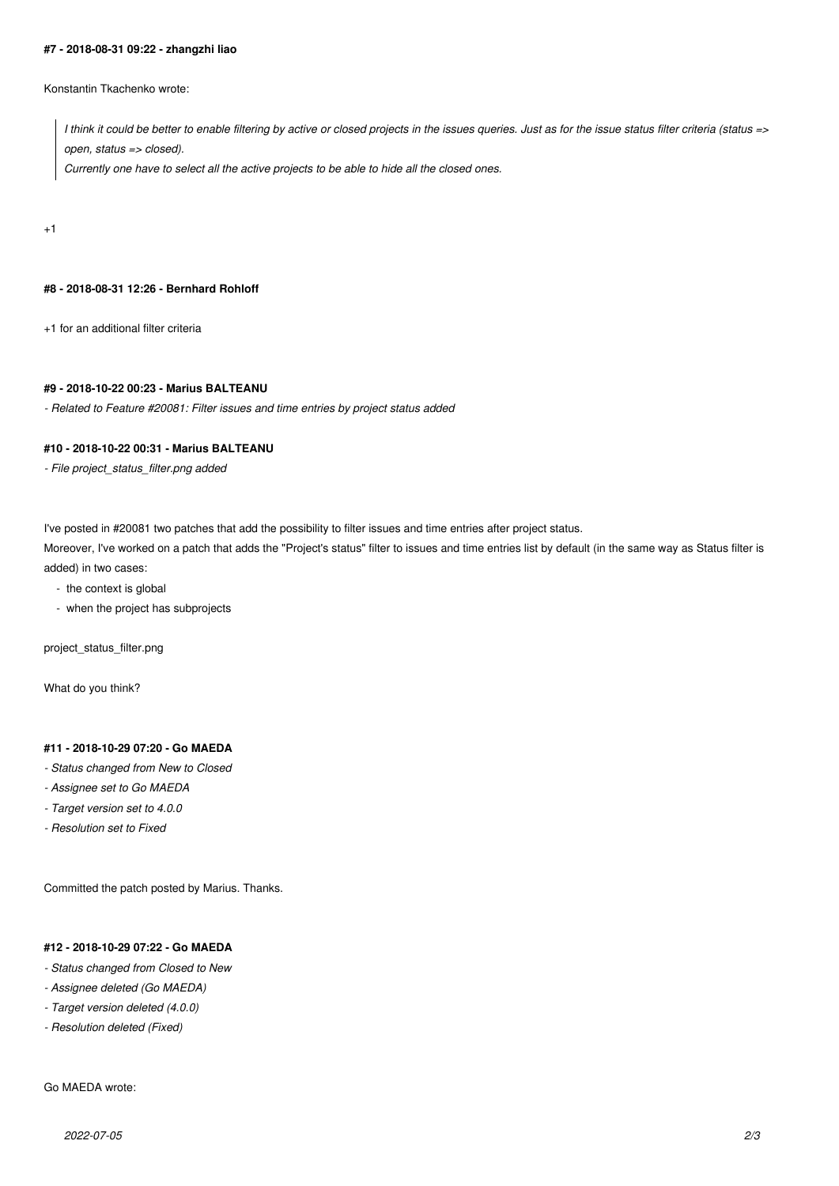#### #7 - 2018-08-31 09:22 - zhangzhi liao

Konstantin Tkachenko wrote:

> *I think it could be better to enable filtering by active or closed projects in the issues queries. Just as for the issue status filter criteria (status => open, status => closed).*
> *Currently one have to select all the active projects to be able to hide all the closed ones.*

+1

#### #8 - 2018-08-31 12:26 - Bernhard Rohloff

+1 for an additional filter criteria

#### #9 - 2018-10-22 00:23 - Marius BALTEANU

- *Related to Feature #20081: Filter issues and time entries by project status added*

#### #10 - 2018-10-22 00:31 - Marius BALTEANU

- *File project_status_filter.png added*

I've posted in #20081 two patches that add the possibility to filter issues and time entries after project status.
Moreover, I've worked on a patch that adds the "Project's status" filter to issues and time entries list by default (in the same way as Status filter is added) in two cases:

- the context is global
- when the project has subprojects

project_status_filter.png

What do you think?

#### #11 - 2018-10-29 07:20 - Go MAEDA

- *Status changed from New to Closed*
- *Assignee set to Go MAEDA*
- *Target version set to 4.0.0*
- *Resolution set to Fixed*

Committed the patch posted by Marius. Thanks.

#### #12 - 2018-10-29 07:22 - Go MAEDA

- *Status changed from Closed to New*
- *Assignee deleted (Go MAEDA)*
- *Target version deleted (4.0.0)*
- *Resolution deleted (Fixed)*

Go MAEDA wrote: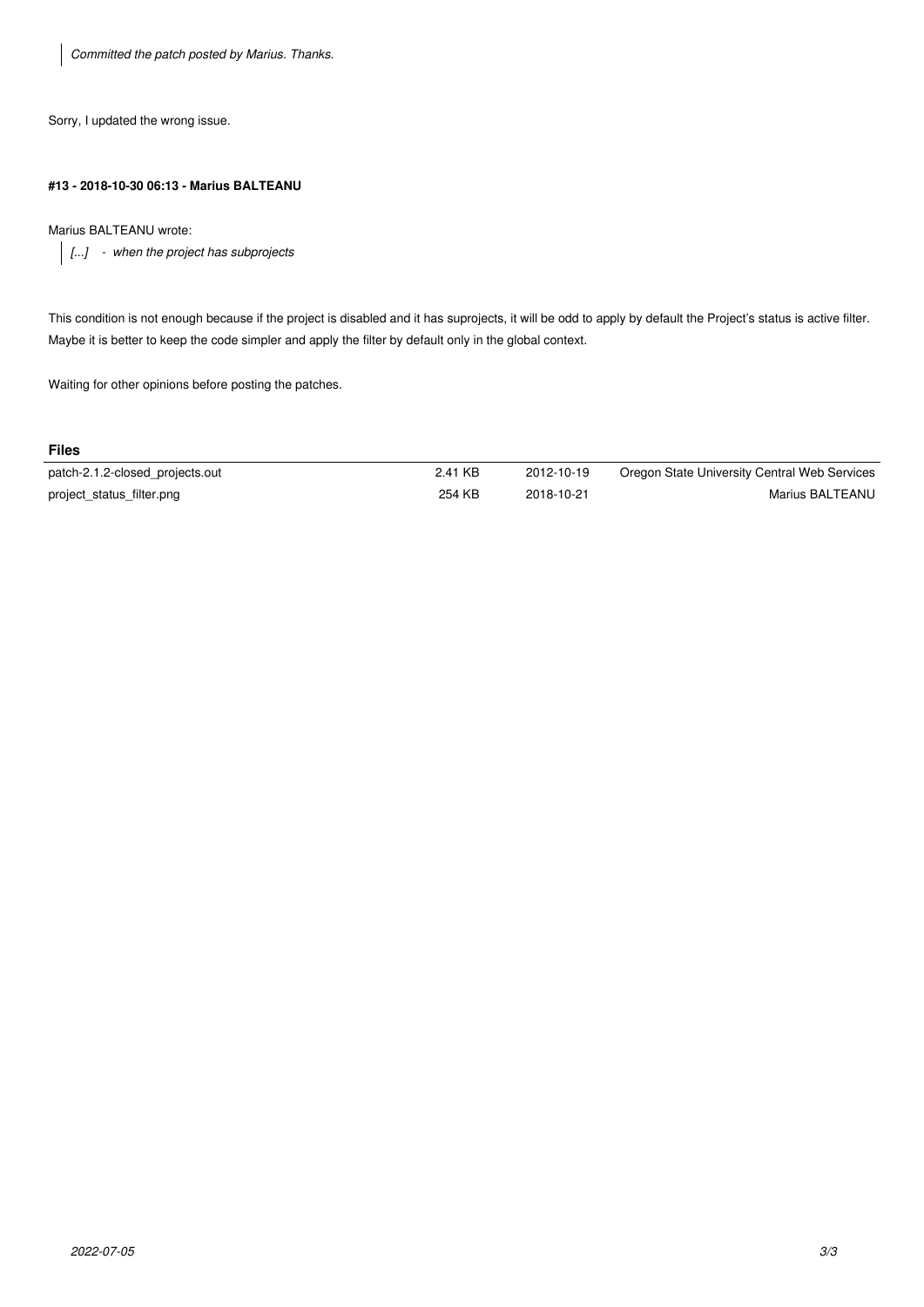> *Committed the patch posted by Marius. Thanks.*

Sorry, I updated the wrong issue.

#### #13 - 2018-10-30 06:13 - Marius BALTEANU

Marius BALTEANU wrote:

> *[...] - when the project has subprojects*

This condition is not enough because if the project is disabled and it has suprojects, it will be odd to apply by default the Project's status is active filter. Maybe it is better to keep the code simpler and apply the filter by default only in the global context.

Waiting for other opinions before posting the patches.

**Files**

| | | | |
|---|---|---|---|
| patch-2.1.2-closed_projects.out | 2.41 KB | 2012-10-19 | Oregon State University Central Web Services |
| project_status_filter.png | 254 KB | 2018-10-21 | Marius BALTEANU |